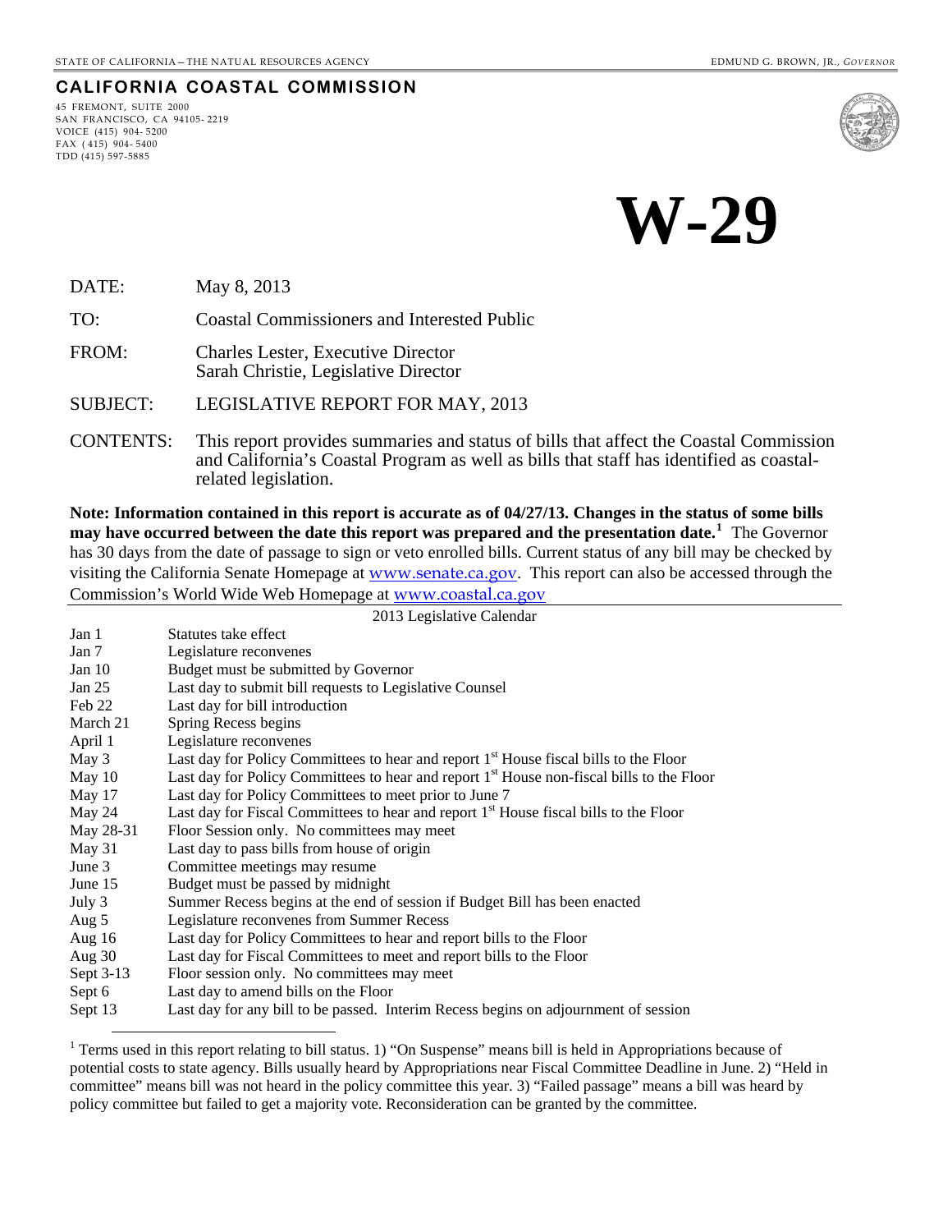STATE OF CALIFORNIA – THE NATURAL RESOURCES AGENCY — EDMUND G. BROWN, JR., *GOVERNOR*

**CALIFORNIA COASTAL COMMISSION**

45 FREMONT, SUITE 2000
SAN FRANCISCO, CA 94105- 2219
VOICE (415) 904- 5200
FAX ( 415) 904- 5400
TDD (415) 597-5885

# W-29

| | |
|---|---|
| DATE: | May 8, 2013 |
| TO: | Coastal Commissioners and Interested Public |
| FROM: | Charles Lester, Executive Director<br>Sarah Christie, Legislative Director |
| SUBJECT: | LEGISLATIVE REPORT FOR MAY, 2013 |
| CONTENTS: | This report provides summaries and status of bills that affect the Coastal Commission and California's Coastal Program as well as bills that staff has identified as coastal-related legislation. |

**Note: Information contained in this report is accurate as of 04/27/13. Changes in the status of some bills may have occurred between the date this report was prepared and the presentation date.[1]** The Governor has 30 days from the date of passage to sign or veto enrolled bills. Current status of any bill may be checked by visiting the California Senate Homepage at www.senate.ca.gov. This report can also be accessed through the Commission's World Wide Web Homepage at www.coastal.ca.gov

2013 Legislative Calendar

| | |
|---|---|
| Jan 1 | Statutes take effect |
| Jan 7 | Legislature reconvenes |
| Jan 10 | Budget must be submitted by Governor |
| Jan 25 | Last day to submit bill requests to Legislative Counsel |
| Feb 22 | Last day for bill introduction |
| March 21 | Spring Recess begins |
| April 1 | Legislature reconvenes |
| May 3 | Last day for Policy Committees to hear and report 1st House fiscal bills to the Floor |
| May 10 | Last day for Policy Committees to hear and report 1st House non-fiscal bills to the Floor |
| May 17 | Last day for Policy Committees to meet prior to June 7 |
| May 24 | Last day for Fiscal Committees to hear and report 1st House fiscal bills to the Floor |
| May 28-31 | Floor Session only. No committees may meet |
| May 31 | Last day to pass bills from house of origin |
| June 3 | Committee meetings may resume |
| June 15 | Budget must be passed by midnight |
| July 3 | Summer Recess begins at the end of session if Budget Bill has been enacted |
| Aug 5 | Legislature reconvenes from Summer Recess |
| Aug 16 | Last day for Policy Committees to hear and report bills to the Floor |
| Aug 30 | Last day for Fiscal Committees to meet and report bills to the Floor |
| Sept 3-13 | Floor session only. No committees may meet |
| Sept 6 | Last day to amend bills on the Floor |
| Sept 13 | Last day for any bill to be passed. Interim Recess begins on adjournment of session |

[1] Terms used in this report relating to bill status. 1) "On Suspense" means bill is held in Appropriations because of potential costs to state agency. Bills usually heard by Appropriations near Fiscal Committee Deadline in June. 2) "Held in committee" means bill was not heard in the policy committee this year. 3) "Failed passage" means a bill was heard by policy committee but failed to get a majority vote. Reconsideration can be granted by the committee.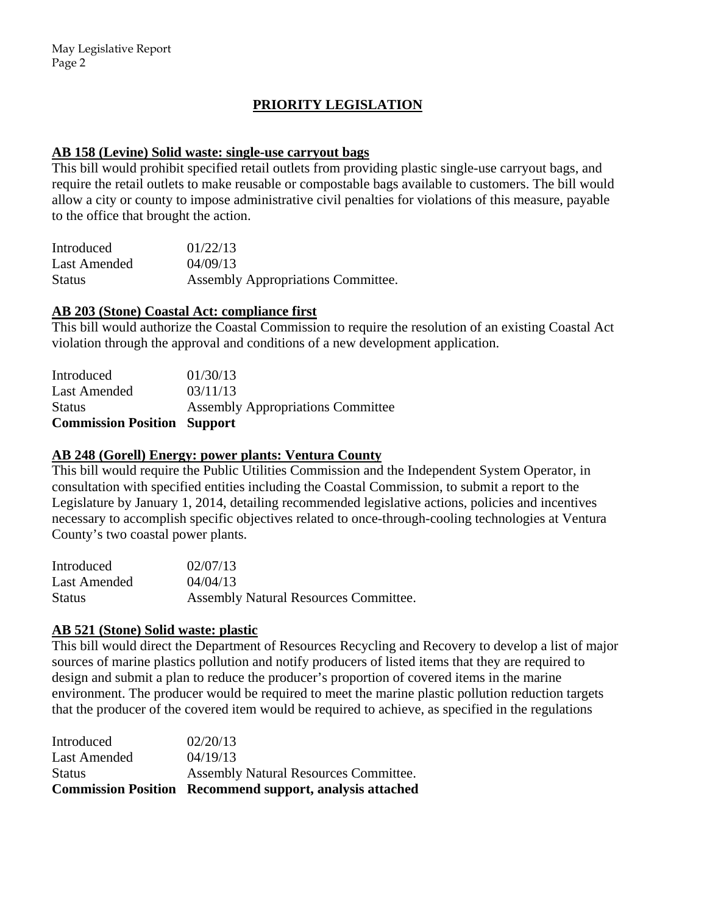# PRIORITY LEGISLATION

## AB 158 (Levine) Solid waste: single-use carryout bags

This bill would prohibit specified retail outlets from providing plastic single-use carryout bags, and require the retail outlets to make reusable or compostable bags available to customers. The bill would allow a city or county to impose administrative civil penalties for violations of this measure, payable to the office that brought the action.

| | |
|---|---|
| Introduced | 01/22/13 |
| Last Amended | 04/09/13 |
| Status | Assembly Appropriations Committee. |

## AB 203 (Stone) Coastal Act: compliance first

This bill would authorize the Coastal Commission to require the resolution of an existing Coastal Act violation through the approval and conditions of a new development application.

| | |
|---|---|
| Introduced | 01/30/13 |
| Last Amended | 03/11/13 |
| Status | Assembly Appropriations Committee |
| **Commission Position** | **Support** |

## AB 248 (Gorell) Energy: power plants: Ventura County

This bill would require the Public Utilities Commission and the Independent System Operator, in consultation with specified entities including the Coastal Commission, to submit a report to the Legislature by January 1, 2014, detailing recommended legislative actions, policies and incentives necessary to accomplish specific objectives related to once-through-cooling technologies at Ventura County's two coastal power plants.

| | |
|---|---|
| Introduced | 02/07/13 |
| Last Amended | 04/04/13 |
| Status | Assembly Natural Resources Committee. |

## AB 521 (Stone) Solid waste: plastic

This bill would direct the Department of Resources Recycling and Recovery to develop a list of major sources of marine plastics pollution and notify producers of listed items that they are required to design and submit a plan to reduce the producer's proportion of covered items in the marine environment. The producer would be required to meet the marine plastic pollution reduction targets that the producer of the covered item would be required to achieve, as specified in the regulations

| | |
|---|---|
| Introduced | 02/20/13 |
| Last Amended | 04/19/13 |
| Status | Assembly Natural Resources Committee. |
| **Commission Position** | **Recommend support, analysis attached** |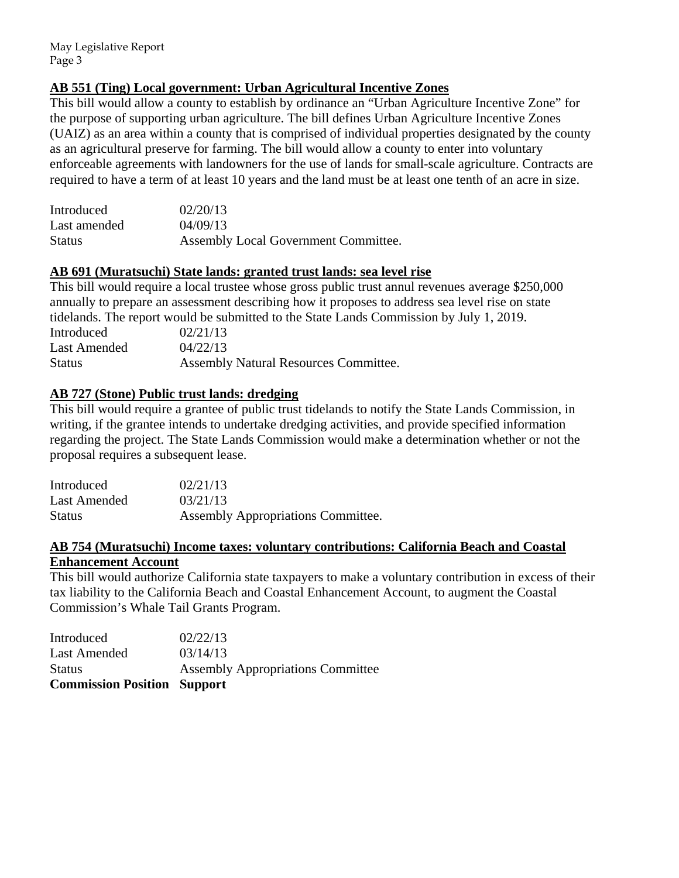### AB 551 (Ting) Local government: Urban Agricultural Incentive Zones

This bill would allow a county to establish by ordinance an "Urban Agriculture Incentive Zone" for the purpose of supporting urban agriculture. The bill defines Urban Agriculture Incentive Zones (UAIZ) as an area within a county that is comprised of individual properties designated by the county as an agricultural preserve for farming. The bill would allow a county to enter into voluntary enforceable agreements with landowners for the use of lands for small-scale agriculture. Contracts are required to have a term of at least 10 years and the land must be at least one tenth of an acre in size.

| | |
|---|---|
| Introduced | 02/20/13 |
| Last amended | 04/09/13 |
| Status | Assembly Local Government Committee. |

### AB 691 (Muratsuchi) State lands: granted trust lands: sea level rise

This bill would require a local trustee whose gross public trust annul revenues average $250,000 annually to prepare an assessment describing how it proposes to address sea level rise on state tidelands. The report would be submitted to the State Lands Commission by July 1, 2019.

| | |
|---|---|
| Introduced | 02/21/13 |
| Last Amended | 04/22/13 |
| Status | Assembly Natural Resources Committee. |

### AB 727 (Stone) Public trust lands: dredging

This bill would require a grantee of public trust tidelands to notify the State Lands Commission, in writing, if the grantee intends to undertake dredging activities, and provide specified information regarding the project. The State Lands Commission would make a determination whether or not the proposal requires a subsequent lease.

| | |
|---|---|
| Introduced | 02/21/13 |
| Last Amended | 03/21/13 |
| Status | Assembly Appropriations Committee. |

### AB 754 (Muratsuchi) Income taxes: voluntary contributions: California Beach and Coastal Enhancement Account

This bill would authorize California state taxpayers to make a voluntary contribution in excess of their tax liability to the California Beach and Coastal Enhancement Account, to augment the Coastal Commission's Whale Tail Grants Program.

| | |
|---|---|
| Introduced | 02/22/13 |
| Last Amended | 03/14/13 |
| Status | Assembly Appropriations Committee |
| **Commission Position** | **Support** |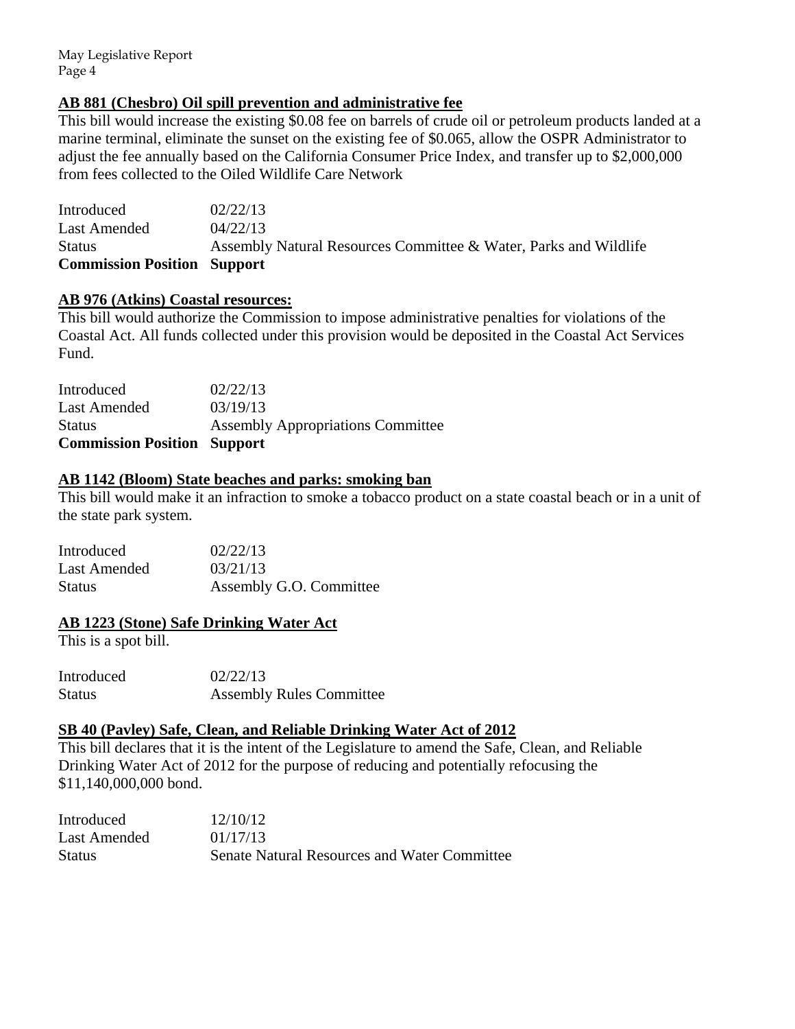**AB 881 (Chesbro) Oil spill prevention and administrative fee**

This bill would increase the existing $0.08 fee on barrels of crude oil or petroleum products landed at a marine terminal, eliminate the sunset on the existing fee of $0.065, allow the OSPR Administrator to adjust the fee annually based on the California Consumer Price Index, and transfer up to $2,000,000 from fees collected to the Oiled Wildlife Care Network

| | |
|---|---|
| Introduced | 02/22/13 |
| Last Amended | 04/22/13 |
| Status | Assembly Natural Resources Committee & Water, Parks and Wildlife |
| **Commission Position** | **Support** |

**AB 976 (Atkins) Coastal resources:**

This bill would authorize the Commission to impose administrative penalties for violations of the Coastal Act. All funds collected under this provision would be deposited in the Coastal Act Services Fund.

| | |
|---|---|
| Introduced | 02/22/13 |
| Last Amended | 03/19/13 |
| Status | Assembly Appropriations Committee |
| **Commission Position** | **Support** |

**AB 1142 (Bloom) State beaches and parks: smoking ban**

This bill would make it an infraction to smoke a tobacco product on a state coastal beach or in a unit of the state park system.

| | |
|---|---|
| Introduced | 02/22/13 |
| Last Amended | 03/21/13 |
| Status | Assembly G.O. Committee |

**AB 1223 (Stone) Safe Drinking Water Act**

This is a spot bill.

| | |
|---|---|
| Introduced | 02/22/13 |
| Status | Assembly Rules Committee |

**SB 40 (Pavley) Safe, Clean, and Reliable Drinking Water Act of 2012**

This bill declares that it is the intent of the Legislature to amend the Safe, Clean, and Reliable Drinking Water Act of 2012 for the purpose of reducing and potentially refocusing the $11,140,000,000 bond.

| | |
|---|---|
| Introduced | 12/10/12 |
| Last Amended | 01/17/13 |
| Status | Senate Natural Resources and Water Committee |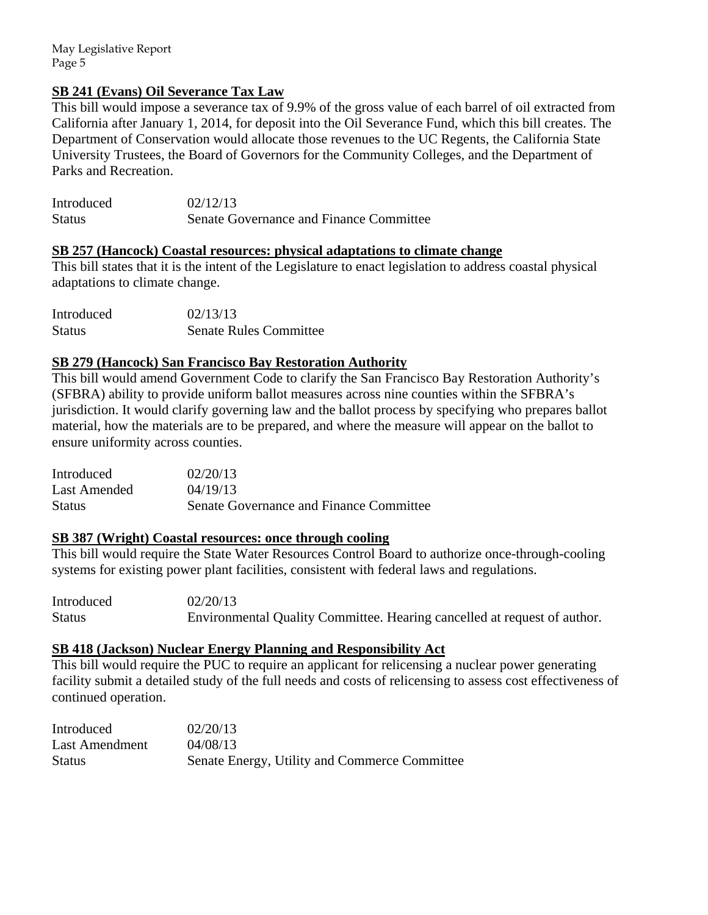**SB 241 (Evans) Oil Severance Tax Law**

This bill would impose a severance tax of 9.9% of the gross value of each barrel of oil extracted from California after January 1, 2014, for deposit into the Oil Severance Fund, which this bill creates. The Department of Conservation would allocate those revenues to the UC Regents, the California State University Trustees, the Board of Governors for the Community Colleges, and the Department of Parks and Recreation.

| | |
|---|---|
| Introduced | 02/12/13 |
| Status | Senate Governance and Finance Committee |

**SB 257 (Hancock) Coastal resources: physical adaptations to climate change**

This bill states that it is the intent of the Legislature to enact legislation to address coastal physical adaptations to climate change.

| | |
|---|---|
| Introduced | 02/13/13 |
| Status | Senate Rules Committee |

**SB 279 (Hancock) San Francisco Bay Restoration Authority**

This bill would amend Government Code to clarify the San Francisco Bay Restoration Authority's (SFBRA) ability to provide uniform ballot measures across nine counties within the SFBRA's jurisdiction. It would clarify governing law and the ballot process by specifying who prepares ballot material, how the materials are to be prepared, and where the measure will appear on the ballot to ensure uniformity across counties.

| | |
|---|---|
| Introduced | 02/20/13 |
| Last Amended | 04/19/13 |
| Status | Senate Governance and Finance Committee |

**SB 387 (Wright) Coastal resources: once through cooling**

This bill would require the State Water Resources Control Board to authorize once-through-cooling systems for existing power plant facilities, consistent with federal laws and regulations.

| | |
|---|---|
| Introduced | 02/20/13 |
| Status | Environmental Quality Committee. Hearing cancelled at request of author. |

**SB 418 (Jackson) Nuclear Energy Planning and Responsibility Act**

This bill would require the PUC to require an applicant for relicensing a nuclear power generating facility submit a detailed study of the full needs and costs of relicensing to assess cost effectiveness of continued operation.

| | |
|---|---|
| Introduced | 02/20/13 |
| Last Amendment | 04/08/13 |
| Status | Senate Energy, Utility and Commerce Committee |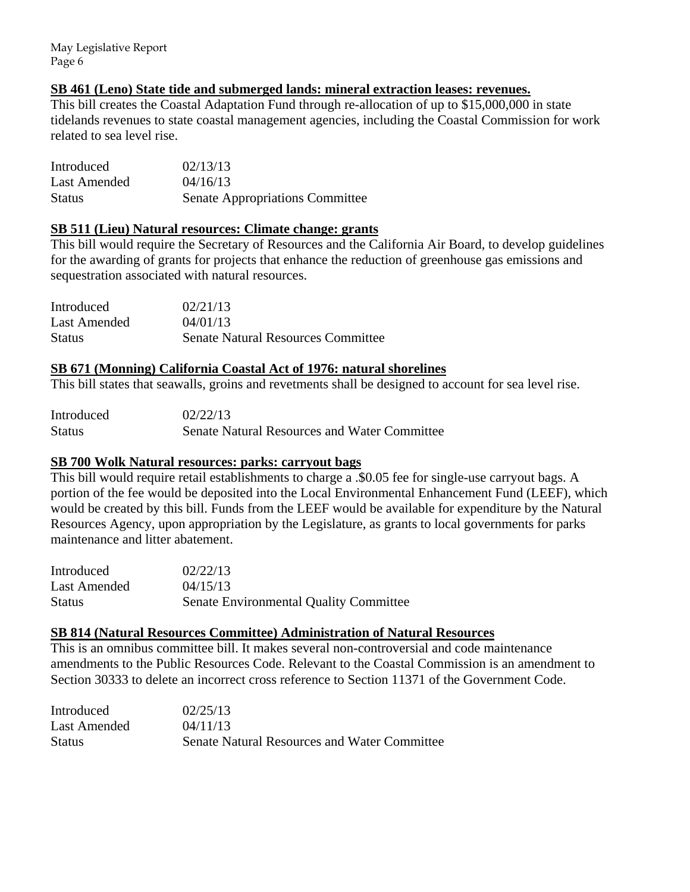**SB 461 (Leno) State tide and submerged lands: mineral extraction leases: revenues.**

This bill creates the Coastal Adaptation Fund through re-allocation of up to $15,000,000 in state tidelands revenues to state coastal management agencies, including the Coastal Commission for work related to sea level rise.

| | |
|---|---|
| Introduced | 02/13/13 |
| Last Amended | 04/16/13 |
| Status | Senate Appropriations Committee |

**SB 511 (Lieu) Natural resources: Climate change: grants**

This bill would require the Secretary of Resources and the California Air Board, to develop guidelines for the awarding of grants for projects that enhance the reduction of greenhouse gas emissions and sequestration associated with natural resources.

| | |
|---|---|
| Introduced | 02/21/13 |
| Last Amended | 04/01/13 |
| Status | Senate Natural Resources Committee |

**SB 671 (Monning) California Coastal Act of 1976: natural shorelines**

This bill states that seawalls, groins and revetments shall be designed to account for sea level rise.

| | |
|---|---|
| Introduced | 02/22/13 |
| Status | Senate Natural Resources and Water Committee |

**SB 700 Wolk Natural resources: parks: carryout bags**

This bill would require retail establishments to charge a .$0.05 fee for single-use carryout bags. A portion of the fee would be deposited into the Local Environmental Enhancement Fund (LEEF), which would be created by this bill. Funds from the LEEF would be available for expenditure by the Natural Resources Agency, upon appropriation by the Legislature, as grants to local governments for parks maintenance and litter abatement.

| | |
|---|---|
| Introduced | 02/22/13 |
| Last Amended | 04/15/13 |
| Status | Senate Environmental Quality Committee |

**SB 814 (Natural Resources Committee) Administration of Natural Resources**

This is an omnibus committee bill. It makes several non-controversial and code maintenance amendments to the Public Resources Code. Relevant to the Coastal Commission is an amendment to Section 30333 to delete an incorrect cross reference to Section 11371 of the Government Code.

| | |
|---|---|
| Introduced | 02/25/13 |
| Last Amended | 04/11/13 |
| Status | Senate Natural Resources and Water Committee |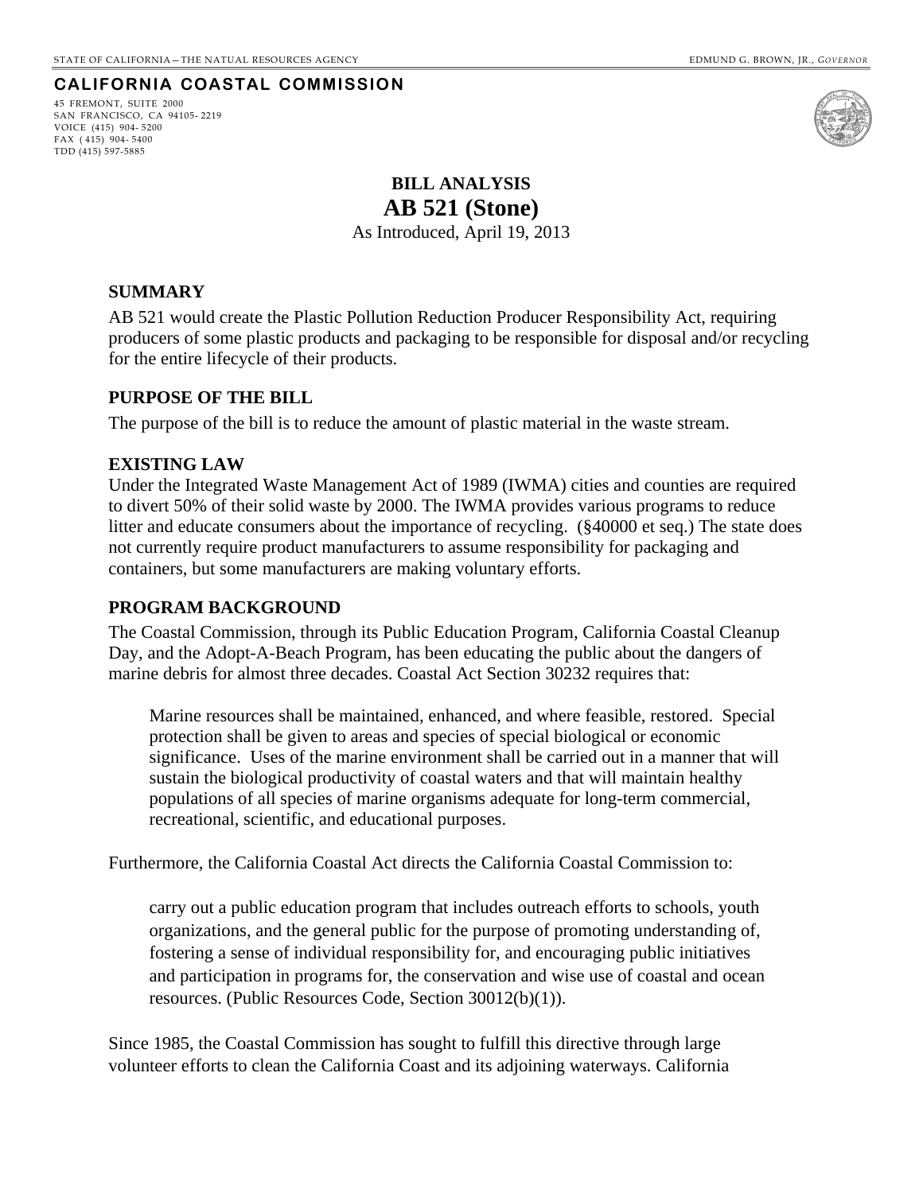STATE OF CALIFORNIA – THE NATURAL RESOURCES AGENCY EDMUND G. BROWN, JR., *GOVERNOR*

**CALIFORNIA COASTAL COMMISSION**

45 FREMONT, SUITE 2000
SAN FRANCISCO, CA 94105-2219
VOICE (415) 904-5200
FAX (415) 904-5400
TDD (415) 597-5885

# BILL ANALYSIS
# AB 521 (Stone)

As Introduced, April 19, 2013

### SUMMARY

AB 521 would create the Plastic Pollution Reduction Producer Responsibility Act, requiring producers of some plastic products and packaging to be responsible for disposal and/or recycling for the entire lifecycle of their products.

### PURPOSE OF THE BILL

The purpose of the bill is to reduce the amount of plastic material in the waste stream.

### EXISTING LAW

Under the Integrated Waste Management Act of 1989 (IWMA) cities and counties are required to divert 50% of their solid waste by 2000. The IWMA provides various programs to reduce litter and educate consumers about the importance of recycling. (§40000 et seq.) The state does not currently require product manufacturers to assume responsibility for packaging and containers, but some manufacturers are making voluntary efforts.

### PROGRAM BACKGROUND

The Coastal Commission, through its Public Education Program, California Coastal Cleanup Day, and the Adopt-A-Beach Program, has been educating the public about the dangers of marine debris for almost three decades. Coastal Act Section 30232 requires that:

> Marine resources shall be maintained, enhanced, and where feasible, restored. Special protection shall be given to areas and species of special biological or economic significance. Uses of the marine environment shall be carried out in a manner that will sustain the biological productivity of coastal waters and that will maintain healthy populations of all species of marine organisms adequate for long-term commercial, recreational, scientific, and educational purposes.

Furthermore, the California Coastal Act directs the California Coastal Commission to:

> carry out a public education program that includes outreach efforts to schools, youth organizations, and the general public for the purpose of promoting understanding of, fostering a sense of individual responsibility for, and encouraging public initiatives and participation in programs for, the conservation and wise use of coastal and ocean resources. (Public Resources Code, Section 30012(b)(1)).

Since 1985, the Coastal Commission has sought to fulfill this directive through large volunteer efforts to clean the California Coast and its adjoining waterways. California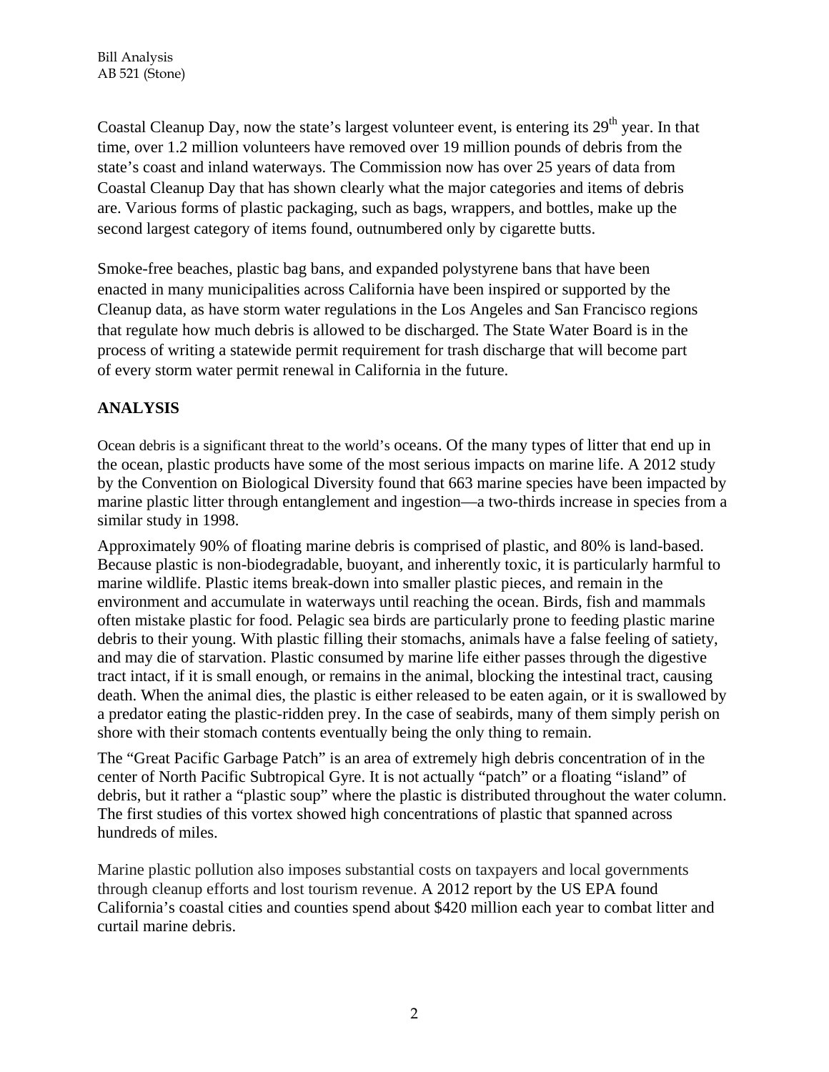Coastal Cleanup Day, now the state's largest volunteer event, is entering its 29th year. In that time, over 1.2 million volunteers have removed over 19 million pounds of debris from the state's coast and inland waterways. The Commission now has over 25 years of data from Coastal Cleanup Day that has shown clearly what the major categories and items of debris are. Various forms of plastic packaging, such as bags, wrappers, and bottles, make up the second largest category of items found, outnumbered only by cigarette butts.

Smoke-free beaches, plastic bag bans, and expanded polystyrene bans that have been enacted in many municipalities across California have been inspired or supported by the Cleanup data, as have storm water regulations in the Los Angeles and San Francisco regions that regulate how much debris is allowed to be discharged. The State Water Board is in the process of writing a statewide permit requirement for trash discharge that will become part of every storm water permit renewal in California in the future.

## ANALYSIS

Ocean debris is a significant threat to the world's oceans. Of the many types of litter that end up in the ocean, plastic products have some of the most serious impacts on marine life. A 2012 study by the Convention on Biological Diversity found that 663 marine species have been impacted by marine plastic litter through entanglement and ingestion—a two-thirds increase in species from a similar study in 1998.

Approximately 90% of floating marine debris is comprised of plastic, and 80% is land-based. Because plastic is non-biodegradable, buoyant, and inherently toxic, it is particularly harmful to marine wildlife. Plastic items break-down into smaller plastic pieces, and remain in the environment and accumulate in waterways until reaching the ocean. Birds, fish and mammals often mistake plastic for food. Pelagic sea birds are particularly prone to feeding plastic marine debris to their young. With plastic filling their stomachs, animals have a false feeling of satiety, and may die of starvation. Plastic consumed by marine life either passes through the digestive tract intact, if it is small enough, or remains in the animal, blocking the intestinal tract, causing death. When the animal dies, the plastic is either released to be eaten again, or it is swallowed by a predator eating the plastic-ridden prey. In the case of seabirds, many of them simply perish on shore with their stomach contents eventually being the only thing to remain.

The "Great Pacific Garbage Patch" is an area of extremely high debris concentration of in the center of North Pacific Subtropical Gyre. It is not actually "patch" or a floating "island" of debris, but it rather a "plastic soup" where the plastic is distributed throughout the water column. The first studies of this vortex showed high concentrations of plastic that spanned across hundreds of miles.

Marine plastic pollution also imposes substantial costs on taxpayers and local governments through cleanup efforts and lost tourism revenue. A 2012 report by the US EPA found California's coastal cities and counties spend about $420 million each year to combat litter and curtail marine debris.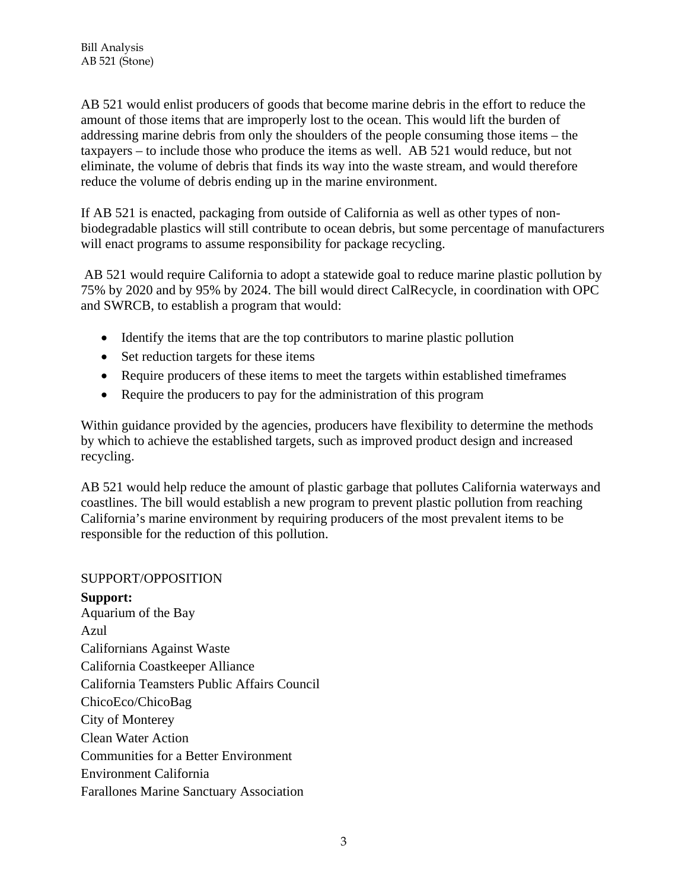AB 521 would enlist producers of goods that become marine debris in the effort to reduce the amount of those items that are improperly lost to the ocean. This would lift the burden of addressing marine debris from only the shoulders of the people consuming those items – the taxpayers – to include those who produce the items as well. AB 521 would reduce, but not eliminate, the volume of debris that finds its way into the waste stream, and would therefore reduce the volume of debris ending up in the marine environment.

If AB 521 is enacted, packaging from outside of California as well as other types of non-biodegradable plastics will still contribute to ocean debris, but some percentage of manufacturers will enact programs to assume responsibility for package recycling.

AB 521 would require California to adopt a statewide goal to reduce marine plastic pollution by 75% by 2020 and by 95% by 2024. The bill would direct CalRecycle, in coordination with OPC and SWRCB, to establish a program that would:

- Identify the items that are the top contributors to marine plastic pollution
- Set reduction targets for these items
- Require producers of these items to meet the targets within established timeframes
- Require the producers to pay for the administration of this program

Within guidance provided by the agencies, producers have flexibility to determine the methods by which to achieve the established targets, such as improved product design and increased recycling.

AB 521 would help reduce the amount of plastic garbage that pollutes California waterways and coastlines. The bill would establish a new program to prevent plastic pollution from reaching California's marine environment by requiring producers of the most prevalent items to be responsible for the reduction of this pollution.

## SUPPORT/OPPOSITION

**Support:**

Aquarium of the Bay
Azul
Californians Against Waste
California Coastkeeper Alliance
California Teamsters Public Affairs Council
ChicoEco/ChicoBag
City of Monterey
Clean Water Action
Communities for a Better Environment
Environment California
Farallones Marine Sanctuary Association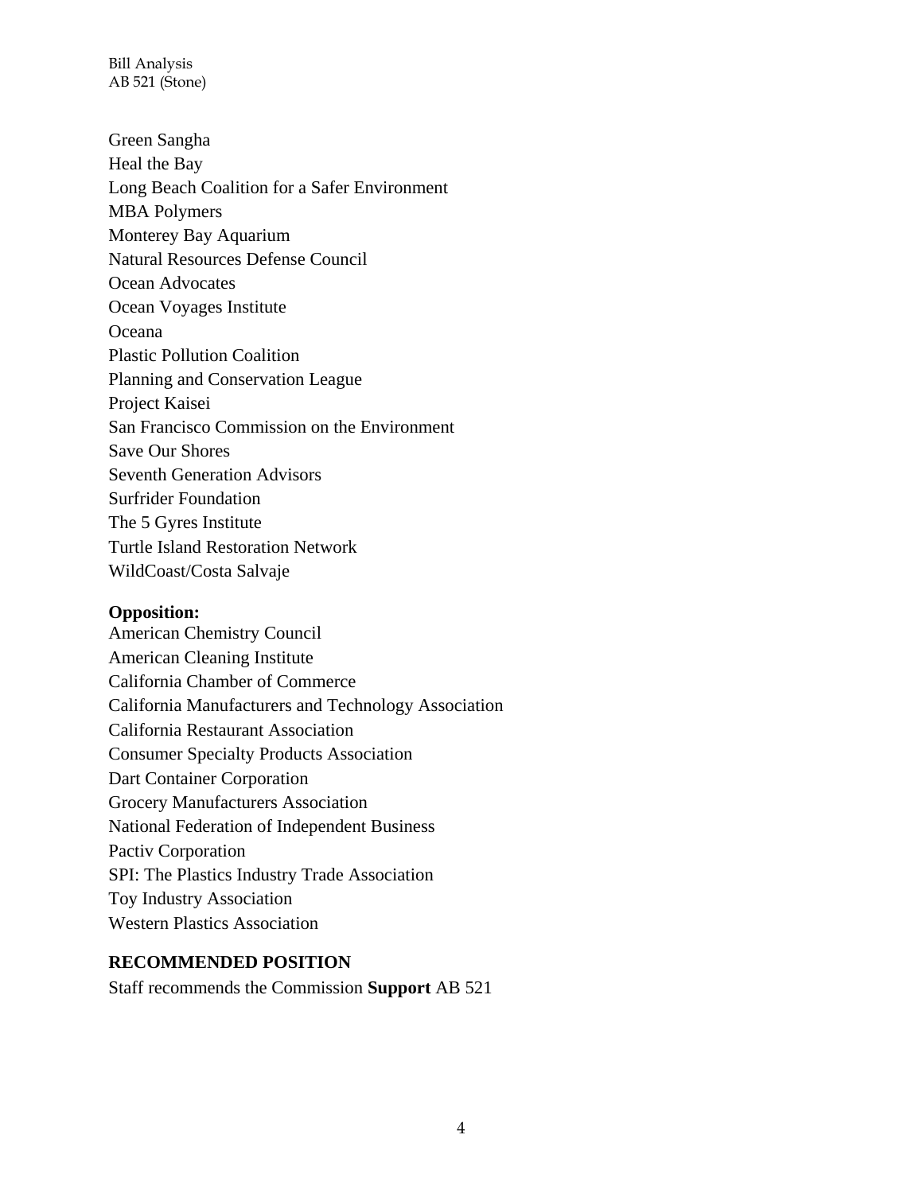Green Sangha
Heal the Bay
Long Beach Coalition for a Safer Environment
MBA Polymers
Monterey Bay Aquarium
Natural Resources Defense Council
Ocean Advocates
Ocean Voyages Institute
Oceana
Plastic Pollution Coalition
Planning and Conservation League
Project Kaisei
San Francisco Commission on the Environment
Save Our Shores
Seventh Generation Advisors
Surfrider Foundation
The 5 Gyres Institute
Turtle Island Restoration Network
WildCoast/Costa Salvaje

**Opposition:**
American Chemistry Council
American Cleaning Institute
California Chamber of Commerce
California Manufacturers and Technology Association
California Restaurant Association
Consumer Specialty Products Association
Dart Container Corporation
Grocery Manufacturers Association
National Federation of Independent Business
Pactiv Corporation
SPI: The Plastics Industry Trade Association
Toy Industry Association
Western Plastics Association

**RECOMMENDED POSITION**

Staff recommends the Commission **Support** AB 521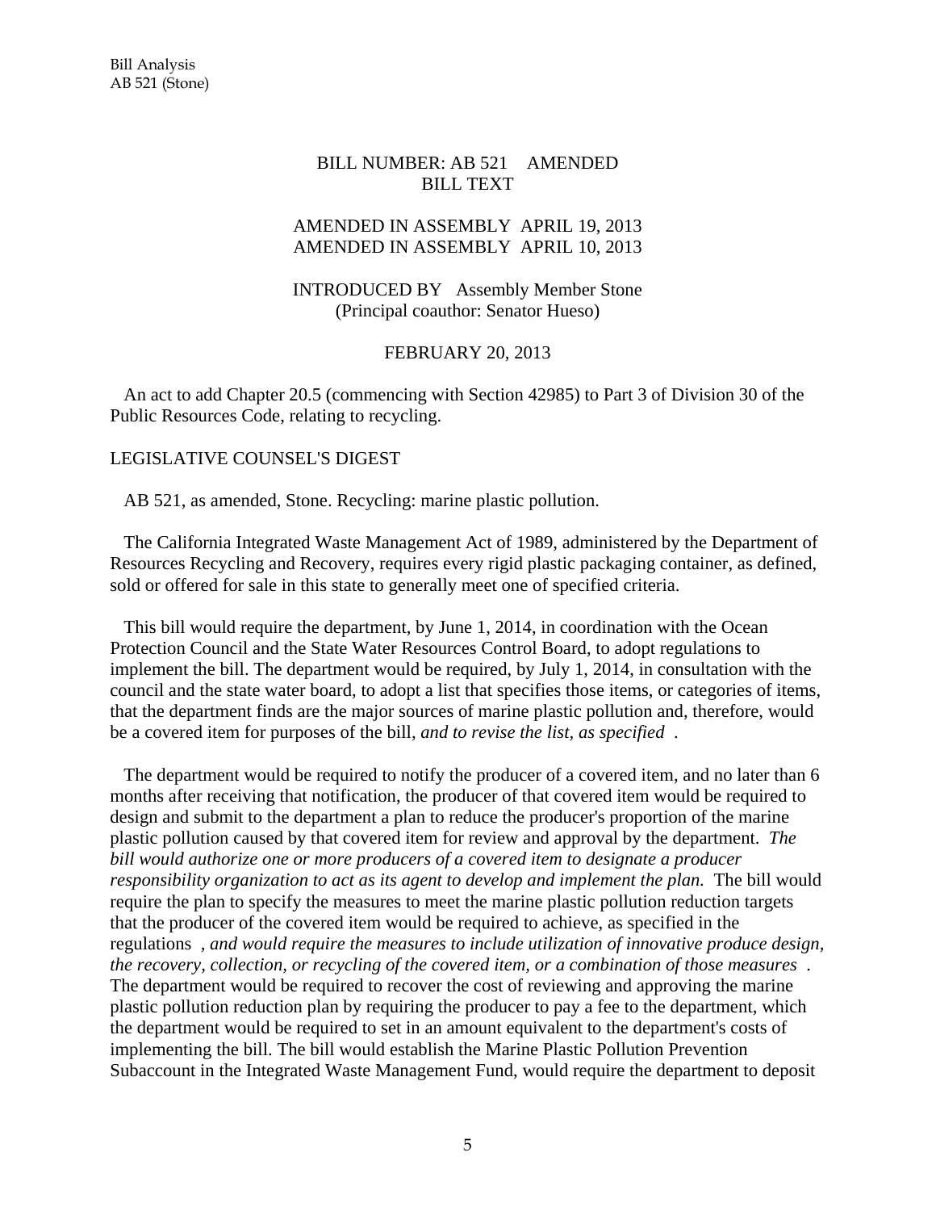BILL NUMBER: AB 521 AMENDED
BILL TEXT

AMENDED IN ASSEMBLY APRIL 19, 2013
AMENDED IN ASSEMBLY APRIL 10, 2013

INTRODUCED BY Assembly Member Stone
(Principal coauthor: Senator Hueso)

FEBRUARY 20, 2013

An act to add Chapter 20.5 (commencing with Section 42985) to Part 3 of Division 30 of the Public Resources Code, relating to recycling.

LEGISLATIVE COUNSEL'S DIGEST

AB 521, as amended, Stone. Recycling: marine plastic pollution.

The California Integrated Waste Management Act of 1989, administered by the Department of Resources Recycling and Recovery, requires every rigid plastic packaging container, as defined, sold or offered for sale in this state to generally meet one of specified criteria.

This bill would require the department, by June 1, 2014, in coordination with the Ocean Protection Council and the State Water Resources Control Board, to adopt regulations to implement the bill. The department would be required, by July 1, 2014, in consultation with the council and the state water board, to adopt a list that specifies those items, or categories of items, that the department finds are the major sources of marine plastic pollution and, therefore, would be a covered item for purposes of the bill*, and to revise the list, as specified* .

The department would be required to notify the producer of a covered item, and no later than 6 months after receiving that notification, the producer of that covered item would be required to design and submit to the department a plan to reduce the producer's proportion of the marine plastic pollution caused by that covered item for review and approval by the department. *The bill would authorize one or more producers of a covered item to designate a producer responsibility organization to act as its agent to develop and implement the plan.* The bill would require the plan to specify the measures to meet the marine plastic pollution reduction targets that the producer of the covered item would be required to achieve, as specified in the regulations *, and would require the measures to include utilization of innovative produce design, the recovery, collection, or recycling of the covered item, or a combination of those measures* . The department would be required to recover the cost of reviewing and approving the marine plastic pollution reduction plan by requiring the producer to pay a fee to the department, which the department would be required to set in an amount equivalent to the department's costs of implementing the bill. The bill would establish the Marine Plastic Pollution Prevention Subaccount in the Integrated Waste Management Fund, would require the department to deposit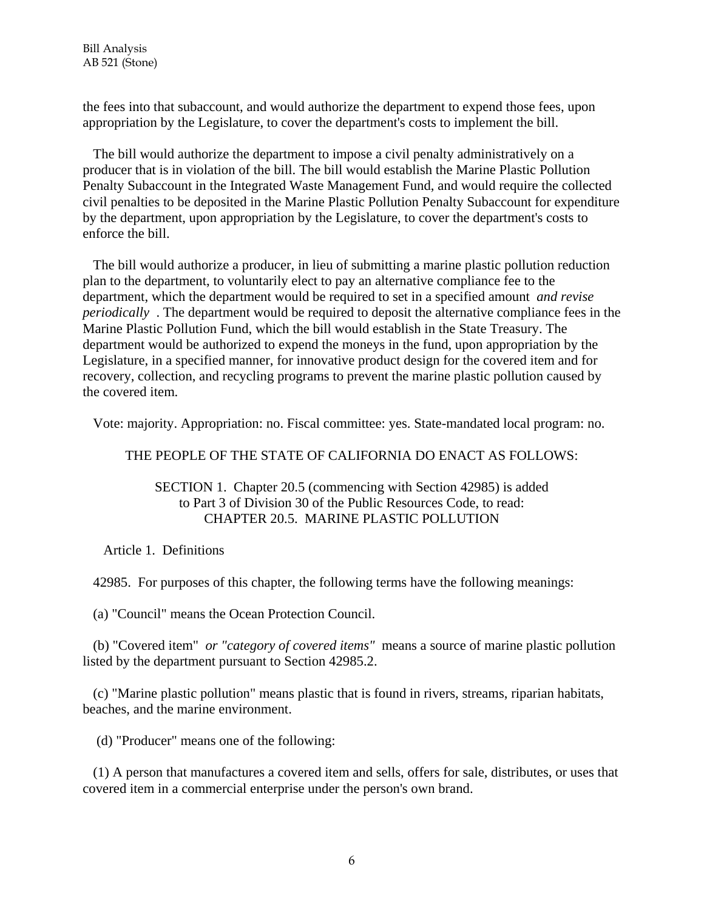the fees into that subaccount, and would authorize the department to expend those fees, upon appropriation by the Legislature, to cover the department's costs to implement the bill.

The bill would authorize the department to impose a civil penalty administratively on a producer that is in violation of the bill. The bill would establish the Marine Plastic Pollution Penalty Subaccount in the Integrated Waste Management Fund, and would require the collected civil penalties to be deposited in the Marine Plastic Pollution Penalty Subaccount for expenditure by the department, upon appropriation by the Legislature, to cover the department's costs to enforce the bill.

The bill would authorize a producer, in lieu of submitting a marine plastic pollution reduction plan to the department, to voluntarily elect to pay an alternative compliance fee to the department, which the department would be required to set in a specified amount *and revise periodically* . The department would be required to deposit the alternative compliance fees in the Marine Plastic Pollution Fund, which the bill would establish in the State Treasury. The department would be authorized to expend the moneys in the fund, upon appropriation by the Legislature, in a specified manner, for innovative product design for the covered item and for recovery, collection, and recycling programs to prevent the marine plastic pollution caused by the covered item.

Vote: majority. Appropriation: no. Fiscal committee: yes. State-mandated local program: no.

THE PEOPLE OF THE STATE OF CALIFORNIA DO ENACT AS FOLLOWS:

SECTION 1. Chapter 20.5 (commencing with Section 42985) is added to Part 3 of Division 30 of the Public Resources Code, to read:
CHAPTER 20.5. MARINE PLASTIC POLLUTION

Article 1. Definitions

42985. For purposes of this chapter, the following terms have the following meanings:

(a) "Council" means the Ocean Protection Council.

(b) "Covered item" *or "category of covered items"* means a source of marine plastic pollution listed by the department pursuant to Section 42985.2.

(c) "Marine plastic pollution" means plastic that is found in rivers, streams, riparian habitats, beaches, and the marine environment.

(d) "Producer" means one of the following:

(1) A person that manufactures a covered item and sells, offers for sale, distributes, or uses that covered item in a commercial enterprise under the person's own brand.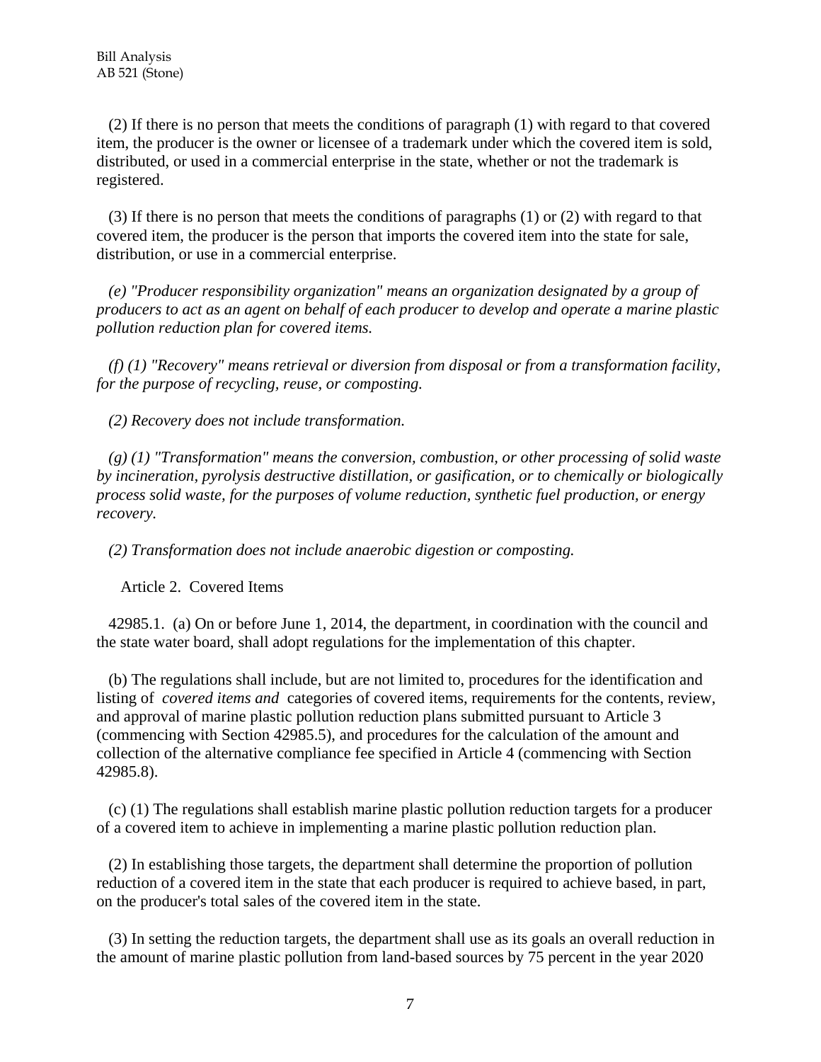(2) If there is no person that meets the conditions of paragraph (1) with regard to that covered item, the producer is the owner or licensee of a trademark under which the covered item is sold, distributed, or used in a commercial enterprise in the state, whether or not the trademark is registered.

(3) If there is no person that meets the conditions of paragraphs (1) or (2) with regard to that covered item, the producer is the person that imports the covered item into the state for sale, distribution, or use in a commercial enterprise.

*(e) "Producer responsibility organization" means an organization designated by a group of producers to act as an agent on behalf of each producer to develop and operate a marine plastic pollution reduction plan for covered items.*

*(f) (1) "Recovery" means retrieval or diversion from disposal or from a transformation facility, for the purpose of recycling, reuse, or composting.*

*(2) Recovery does not include transformation.*

*(g) (1) "Transformation" means the conversion, combustion, or other processing of solid waste by incineration, pyrolysis destructive distillation, or gasification, or to chemically or biologically process solid waste, for the purposes of volume reduction, synthetic fuel production, or energy recovery.*

*(2) Transformation does not include anaerobic digestion or composting.*

Article 2. Covered Items

42985.1. (a) On or before June 1, 2014, the department, in coordination with the council and the state water board, shall adopt regulations for the implementation of this chapter.

(b) The regulations shall include, but are not limited to, procedures for the identification and listing of *covered items and* categories of covered items, requirements for the contents, review, and approval of marine plastic pollution reduction plans submitted pursuant to Article 3 (commencing with Section 42985.5), and procedures for the calculation of the amount and collection of the alternative compliance fee specified in Article 4 (commencing with Section 42985.8).

(c) (1) The regulations shall establish marine plastic pollution reduction targets for a producer of a covered item to achieve in implementing a marine plastic pollution reduction plan.

(2) In establishing those targets, the department shall determine the proportion of pollution reduction of a covered item in the state that each producer is required to achieve based, in part, on the producer's total sales of the covered item in the state.

(3) In setting the reduction targets, the department shall use as its goals an overall reduction in the amount of marine plastic pollution from land-based sources by 75 percent in the year 2020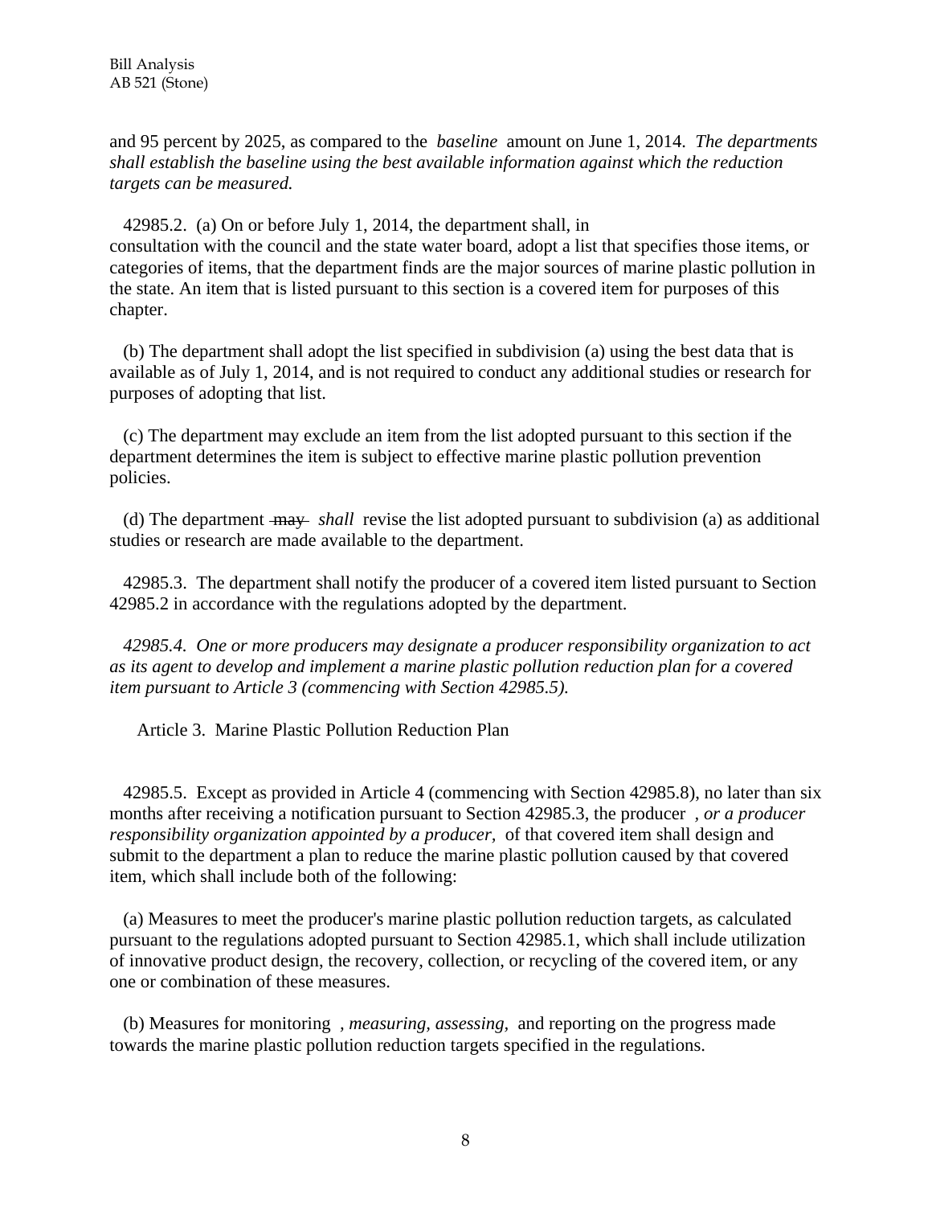and 95 percent by 2025, as compared to the *baseline* amount on June 1, 2014. *The departments shall establish the baseline using the best available information against which the reduction targets can be measured.*

42985.2. (a) On or before July 1, 2014, the department shall, in consultation with the council and the state water board, adopt a list that specifies those items, or categories of items, that the department finds are the major sources of marine plastic pollution in the state. An item that is listed pursuant to this section is a covered item for purposes of this chapter.

(b) The department shall adopt the list specified in subdivision (a) using the best data that is available as of July 1, 2014, and is not required to conduct any additional studies or research for purposes of adopting that list.

(c) The department may exclude an item from the list adopted pursuant to this section if the department determines the item is subject to effective marine plastic pollution prevention policies.

(d) The department ~~may~~ *shall* revise the list adopted pursuant to subdivision (a) as additional studies or research are made available to the department.

42985.3. The department shall notify the producer of a covered item listed pursuant to Section 42985.2 in accordance with the regulations adopted by the department.

*42985.4. One or more producers may designate a producer responsibility organization to act as its agent to develop and implement a marine plastic pollution reduction plan for a covered item pursuant to Article 3 (commencing with Section 42985.5).*

Article 3. Marine Plastic Pollution Reduction Plan

42985.5. Except as provided in Article 4 (commencing with Section 42985.8), no later than six months after receiving a notification pursuant to Section 42985.3, the producer *, or a producer responsibility organization appointed by a producer,* of that covered item shall design and submit to the department a plan to reduce the marine plastic pollution caused by that covered item, which shall include both of the following:

(a) Measures to meet the producer's marine plastic pollution reduction targets, as calculated pursuant to the regulations adopted pursuant to Section 42985.1, which shall include utilization of innovative product design, the recovery, collection, or recycling of the covered item, or any one or combination of these measures.

(b) Measures for monitoring *, measuring, assessing,* and reporting on the progress made towards the marine plastic pollution reduction targets specified in the regulations.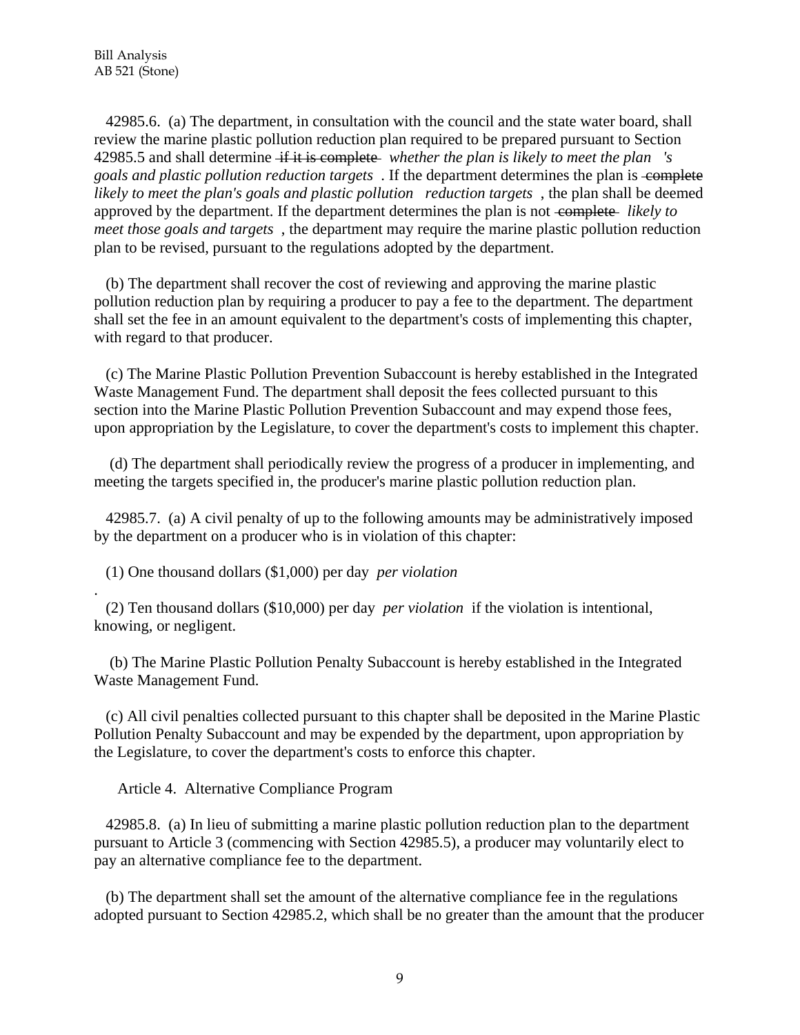42985.6. (a) The department, in consultation with the council and the state water board, shall review the marine plastic pollution reduction plan required to be prepared pursuant to Section 42985.5 and shall determine ~~if it is complete~~ *whether the plan is likely to meet the plan's goals and plastic pollution reduction targets*. If the department determines the plan is ~~complete~~ *likely to meet the plan's goals and plastic pollution reduction targets*, the plan shall be deemed approved by the department. If the department determines the plan is not ~~complete~~ *likely to meet those goals and targets*, the department may require the marine plastic pollution reduction plan to be revised, pursuant to the regulations adopted by the department.

(b) The department shall recover the cost of reviewing and approving the marine plastic pollution reduction plan by requiring a producer to pay a fee to the department. The department shall set the fee in an amount equivalent to the department's costs of implementing this chapter, with regard to that producer.

(c) The Marine Plastic Pollution Prevention Subaccount is hereby established in the Integrated Waste Management Fund. The department shall deposit the fees collected pursuant to this section into the Marine Plastic Pollution Prevention Subaccount and may expend those fees, upon appropriation by the Legislature, to cover the department's costs to implement this chapter.

(d) The department shall periodically review the progress of a producer in implementing, and meeting the targets specified in, the producer's marine plastic pollution reduction plan.

42985.7. (a) A civil penalty of up to the following amounts may be administratively imposed by the department on a producer who is in violation of this chapter:

(1) One thousand dollars ($1,000) per day *per violation*.

(2) Ten thousand dollars ($10,000) per day *per violation* if the violation is intentional, knowing, or negligent.

(b) The Marine Plastic Pollution Penalty Subaccount is hereby established in the Integrated Waste Management Fund.

(c) All civil penalties collected pursuant to this chapter shall be deposited in the Marine Plastic Pollution Penalty Subaccount and may be expended by the department, upon appropriation by the Legislature, to cover the department's costs to enforce this chapter.

Article 4. Alternative Compliance Program

42985.8. (a) In lieu of submitting a marine plastic pollution reduction plan to the department pursuant to Article 3 (commencing with Section 42985.5), a producer may voluntarily elect to pay an alternative compliance fee to the department.

(b) The department shall set the amount of the alternative compliance fee in the regulations adopted pursuant to Section 42985.2, which shall be no greater than the amount that the producer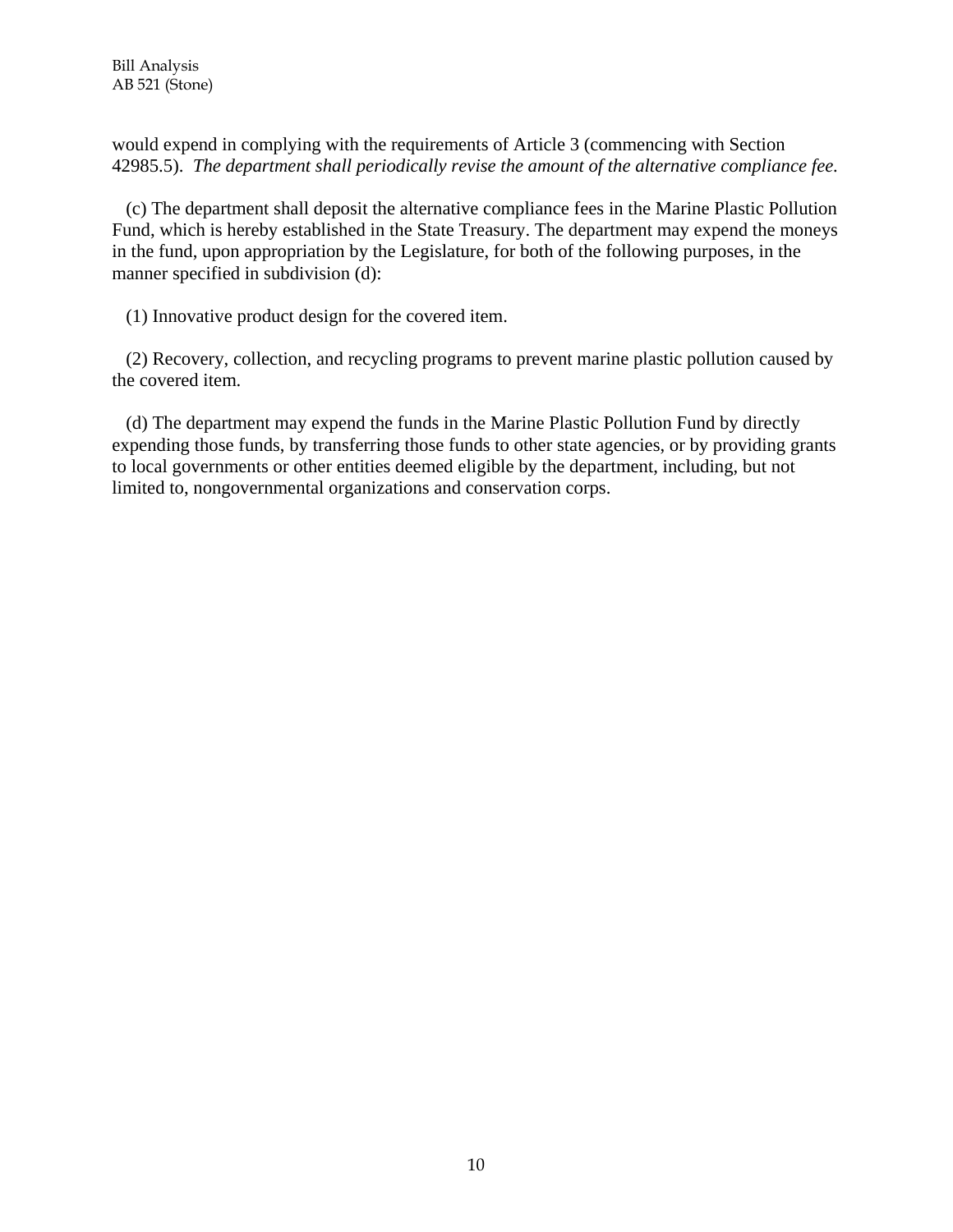would expend in complying with the requirements of Article 3 (commencing with Section 42985.5). *The department shall periodically revise the amount of the alternative compliance fee.*

(c) The department shall deposit the alternative compliance fees in the Marine Plastic Pollution Fund, which is hereby established in the State Treasury. The department may expend the moneys in the fund, upon appropriation by the Legislature, for both of the following purposes, in the manner specified in subdivision (d):

(1) Innovative product design for the covered item.

(2) Recovery, collection, and recycling programs to prevent marine plastic pollution caused by the covered item.

(d) The department may expend the funds in the Marine Plastic Pollution Fund by directly expending those funds, by transferring those funds to other state agencies, or by providing grants to local governments or other entities deemed eligible by the department, including, but not limited to, nongovernmental organizations and conservation corps.